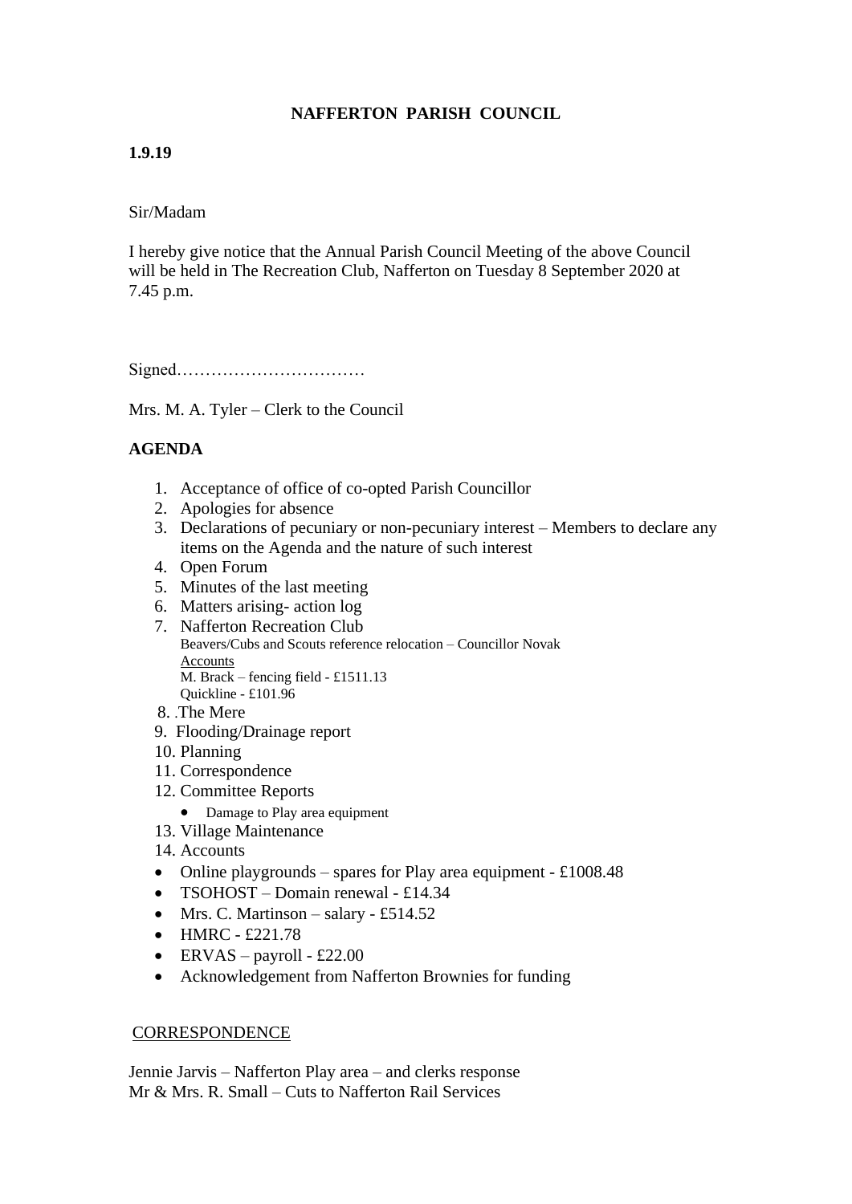**NAFFERTON PARISH COUNCIL**

**1.9.19**

Sir/Madam

I hereby give notice that the Annual Parish Council Meeting of the above Council will be held in The Recreation Club, Nafferton on Tuesday 8 September 2020 at 7.45 p.m.

Signed……………………………

Mrs. M. A. Tyler – Clerk to the Council

**AGENDA**

1. Acceptance of office of co-opted Parish Councillor
2. Apologies for absence
3. Declarations of pecuniary or non-pecuniary interest – Members to declare any items on the Agenda and the nature of such interest
4. Open Forum
5. Minutes of the last meeting
6. Matters arising- action log
7. Nafferton Recreation Club
   Beavers/Cubs and Scouts reference relocation – Councillor Novak
   Accounts
   M. Brack – fencing field - £1511.13
   Quickline - £101.96
8. .The Mere
9. Flooding/Drainage report
10. Planning
11. Correspondence
12. Committee Reports
    - Damage to Play area equipment
13. Village Maintenance
14. Accounts

- Online playgrounds – spares for Play area equipment - £1008.48
- TSOHOST – Domain renewal - £14.34
- Mrs. C. Martinson – salary - £514.52
- HMRC - £221.78
- ERVAS – payroll - £22.00
- Acknowledgement from Nafferton Brownies for funding

CORRESPONDENCE

Jennie Jarvis – Nafferton Play area – and clerks response
Mr & Mrs. R. Small – Cuts to Nafferton Rail Services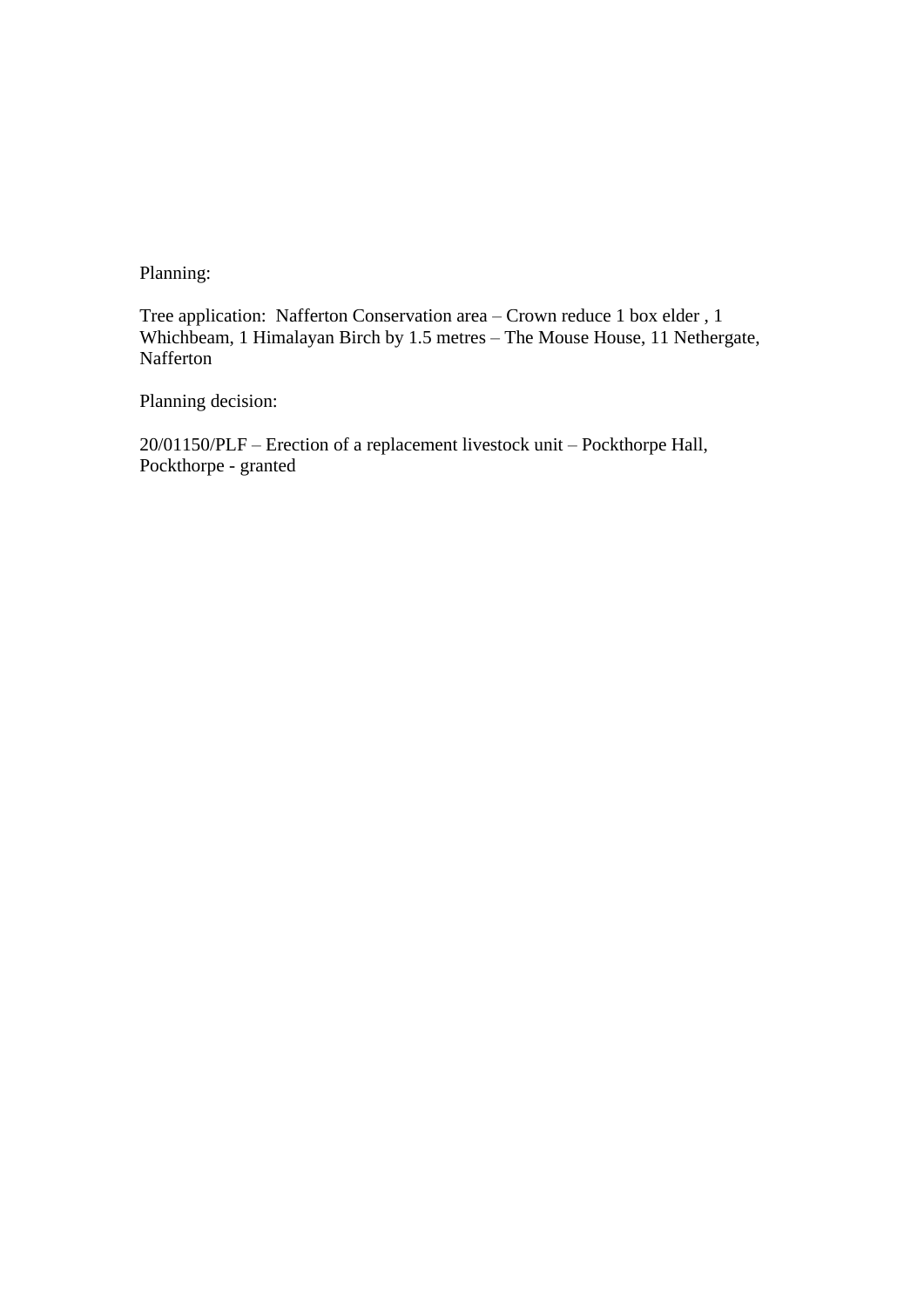Planning:

Tree application:  Nafferton Conservation area – Crown reduce 1 box elder , 1 Whichbeam, 1 Himalayan Birch by 1.5 metres – The Mouse House, 11 Nethergate, Nafferton

Planning decision:

20/01150/PLF – Erection of a replacement livestock unit – Pockthorpe Hall, Pockthorpe - granted